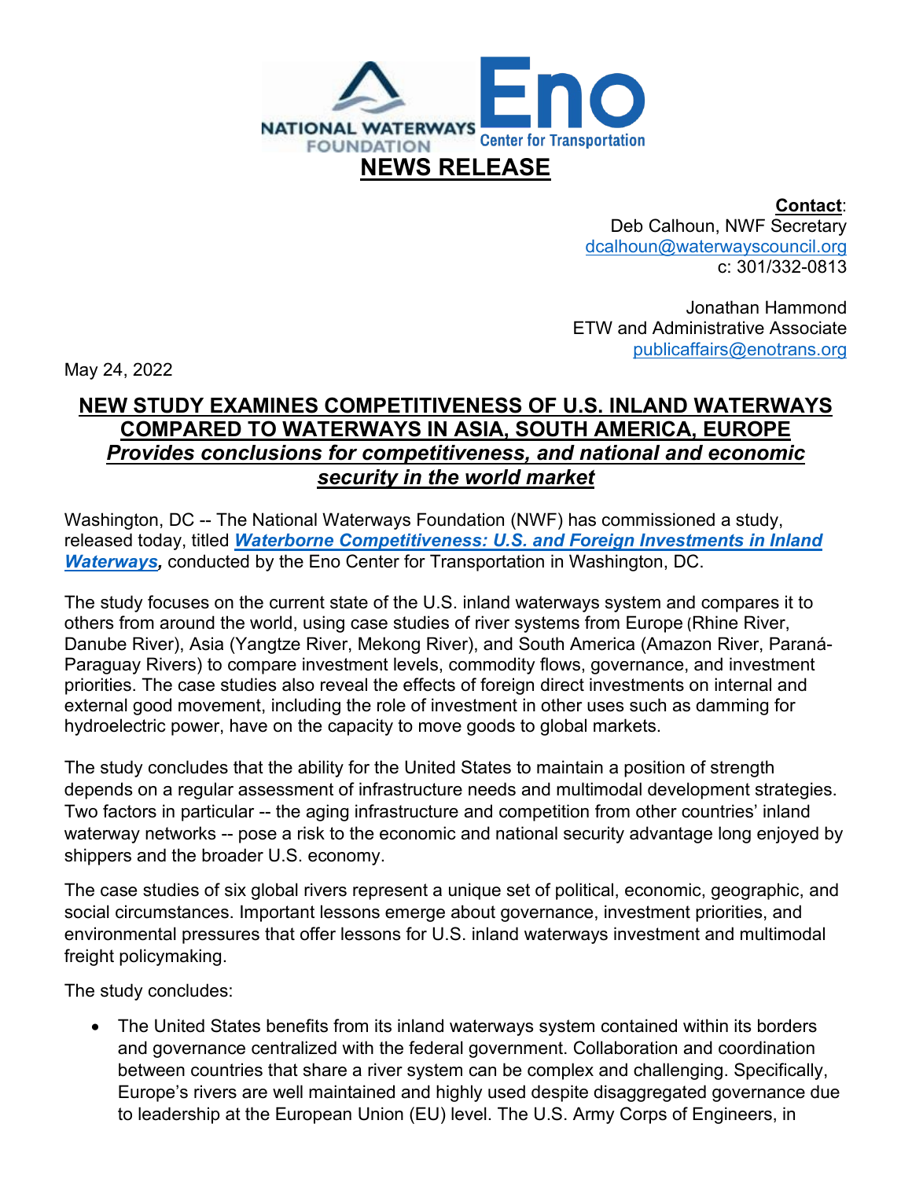NATIONAL WATERWAYS FOUNDATION

Eno Center for Transportation

# NEWS RELEASE

**Contact**:
Deb Calhoun, NWF Secretary
dcalhoun@waterwayscouncil.org
c: 301/332-0813

Jonathan Hammond
ETW and Administrative Associate
publicaffairs@enotrans.org

May 24, 2022

## NEW STUDY EXAMINES COMPETITIVENESS OF U.S. INLAND WATERWAYS COMPARED TO WATERWAYS IN ASIA, SOUTH AMERICA, EUROPE

***Provides conclusions for competitiveness, and national and economic security in the world market***

Washington, DC -- The National Waterways Foundation (NWF) has commissioned a study, released today, titled ***Waterborne Competitiveness: U.S. and Foreign Investments in Inland Waterways***, conducted by the Eno Center for Transportation in Washington, DC.

The study focuses on the current state of the U.S. inland waterways system and compares it to others from around the world, using case studies of river systems from Europe (Rhine River, Danube River), Asia (Yangtze River, Mekong River), and South America (Amazon River, Paraná-Paraguay Rivers) to compare investment levels, commodity flows, governance, and investment priorities. The case studies also reveal the effects of foreign direct investments on internal and external good movement, including the role of investment in other uses such as damming for hydroelectric power, have on the capacity to move goods to global markets.

The study concludes that the ability for the United States to maintain a position of strength depends on a regular assessment of infrastructure needs and multimodal development strategies. Two factors in particular -- the aging infrastructure and competition from other countries' inland waterway networks -- pose a risk to the economic and national security advantage long enjoyed by shippers and the broader U.S. economy.

The case studies of six global rivers represent a unique set of political, economic, geographic, and social circumstances. Important lessons emerge about governance, investment priorities, and environmental pressures that offer lessons for U.S. inland waterways investment and multimodal freight policymaking.

The study concludes:

- The United States benefits from its inland waterways system contained within its borders and governance centralized with the federal government. Collaboration and coordination between countries that share a river system can be complex and challenging. Specifically, Europe's rivers are well maintained and highly used despite disaggregated governance due to leadership at the European Union (EU) level. The U.S. Army Corps of Engineers, in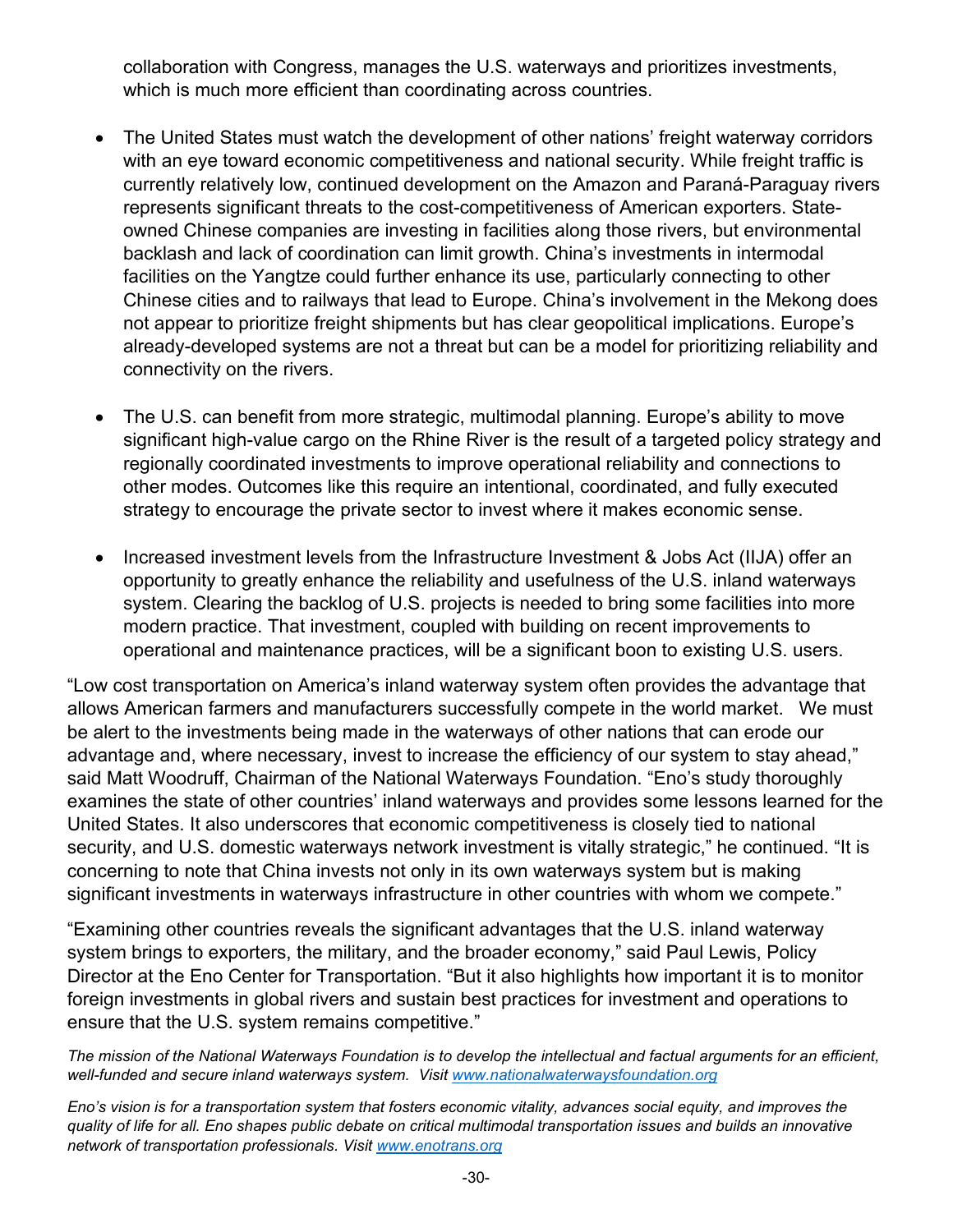collaboration with Congress, manages the U.S. waterways and prioritizes investments, which is much more efficient than coordinating across countries.

- The United States must watch the development of other nations' freight waterway corridors with an eye toward economic competitiveness and national security. While freight traffic is currently relatively low, continued development on the Amazon and Paraná-Paraguay rivers represents significant threats to the cost-competitiveness of American exporters. State-owned Chinese companies are investing in facilities along those rivers, but environmental backlash and lack of coordination can limit growth. China's investments in intermodal facilities on the Yangtze could further enhance its use, particularly connecting to other Chinese cities and to railways that lead to Europe. China's involvement in the Mekong does not appear to prioritize freight shipments but has clear geopolitical implications. Europe's already-developed systems are not a threat but can be a model for prioritizing reliability and connectivity on the rivers.

- The U.S. can benefit from more strategic, multimodal planning. Europe's ability to move significant high-value cargo on the Rhine River is the result of a targeted policy strategy and regionally coordinated investments to improve operational reliability and connections to other modes. Outcomes like this require an intentional, coordinated, and fully executed strategy to encourage the private sector to invest where it makes economic sense.

- Increased investment levels from the Infrastructure Investment & Jobs Act (IIJA) offer an opportunity to greatly enhance the reliability and usefulness of the U.S. inland waterways system. Clearing the backlog of U.S. projects is needed to bring some facilities into more modern practice. That investment, coupled with building on recent improvements to operational and maintenance practices, will be a significant boon to existing U.S. users.

"Low cost transportation on America's inland waterway system often provides the advantage that allows American farmers and manufacturers successfully compete in the world market. We must be alert to the investments being made in the waterways of other nations that can erode our advantage and, where necessary, invest to increase the efficiency of our system to stay ahead," said Matt Woodruff, Chairman of the National Waterways Foundation. "Eno's study thoroughly examines the state of other countries' inland waterways and provides some lessons learned for the United States. It also underscores that economic competitiveness is closely tied to national security, and U.S. domestic waterways network investment is vitally strategic," he continued. "It is concerning to note that China invests not only in its own waterways system but is making significant investments in waterways infrastructure in other countries with whom we compete."

"Examining other countries reveals the significant advantages that the U.S. inland waterway system brings to exporters, the military, and the broader economy," said Paul Lewis, Policy Director at the Eno Center for Transportation. "But it also highlights how important it is to monitor foreign investments in global rivers and sustain best practices for investment and operations to ensure that the U.S. system remains competitive."

*The mission of the National Waterways Foundation is to develop the intellectual and factual arguments for an efficient, well-funded and secure inland waterways system. Visit [www.nationalwaterwaysfoundation.org](www.nationalwaterwaysfoundation.org)*

*Eno's vision is for a transportation system that fosters economic vitality, advances social equity, and improves the quality of life for all. Eno shapes public debate on critical multimodal transportation issues and builds an innovative network of transportation professionals. Visit [www.enotrans.org](www.enotrans.org)*